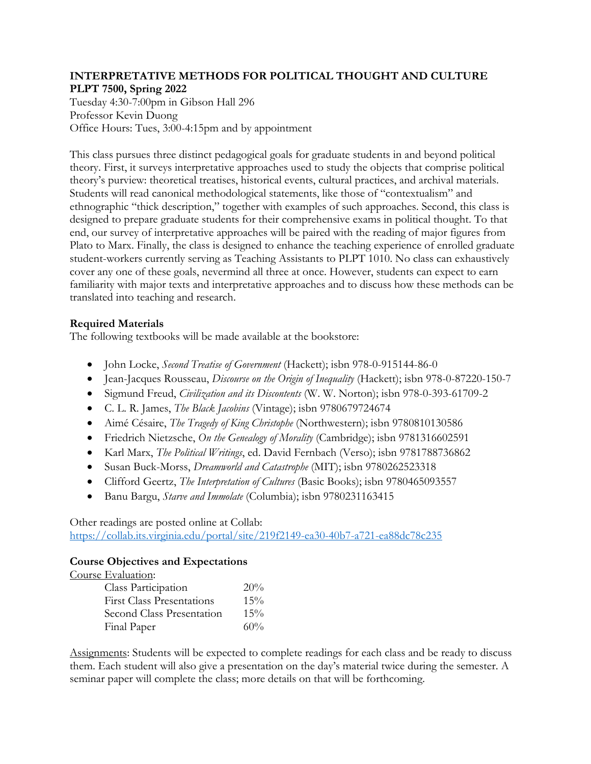**INTERPRETATIVE METHODS FOR POLITICAL THOUGHT AND CULTURE**
**PLPT 7500, Spring 2022**
Tuesday 4:30-7:00pm in Gibson Hall 296
Professor Kevin Duong
Office Hours: Tues, 3:00-4:15pm and by appointment

This class pursues three distinct pedagogical goals for graduate students in and beyond political theory. First, it surveys interpretative approaches used to study the objects that comprise political theory's purview: theoretical treatises, historical events, cultural practices, and archival materials. Students will read canonical methodological statements, like those of "contextualism" and ethnographic "thick description," together with examples of such approaches. Second, this class is designed to prepare graduate students for their comprehensive exams in political thought. To that end, our survey of interpretative approaches will be paired with the reading of major figures from Plato to Marx. Finally, the class is designed to enhance the teaching experience of enrolled graduate student-workers currently serving as Teaching Assistants to PLPT 1010. No class can exhaustively cover any one of these goals, nevermind all three at once. However, students can expect to earn familiarity with major texts and interpretative approaches and to discuss how these methods can be translated into teaching and research.

**Required Materials**

The following textbooks will be made available at the bookstore:

- John Locke, *Second Treatise of Government* (Hackett); isbn 978-0-915144-86-0
- Jean-Jacques Rousseau, *Discourse on the Origin of Inequality* (Hackett); isbn 978-0-87220-150-7
- Sigmund Freud, *Civilization and its Discontents* (W. W. Norton); isbn 978-0-393-61709-2
- C. L. R. James, *The Black Jacobins* (Vintage); isbn 9780679724674
- Aimé Césaire, *The Tragedy of King Christophe* (Northwestern); isbn 9780810130586
- Friedrich Nietzsche, *On the Genealogy of Morality* (Cambridge); isbn 9781316602591
- Karl Marx, *The Political Writings*, ed. David Fernbach (Verso); isbn 9781788736862
- Susan Buck-Morss, *Dreamworld and Catastrophe* (MIT); isbn 9780262523318
- Clifford Geertz, *The Interpretation of Cultures* (Basic Books); isbn 9780465093557
- Banu Bargu, *Starve and Immolate* (Columbia); isbn 9780231163415

Other readings are posted online at Collab:
https://collab.its.virginia.edu/portal/site/219f2149-ea30-40b7-a721-ea88dc78c235

**Course Objectives and Expectations**

Course Evaluation:

| | |
|---|---|
| Class Participation | 20% |
| First Class Presentations | 15% |
| Second Class Presentation | 15% |
| Final Paper | 60% |

Assignments: Students will be expected to complete readings for each class and be ready to discuss them. Each student will also give a presentation on the day's material twice during the semester. A seminar paper will complete the class; more details on that will be forthcoming.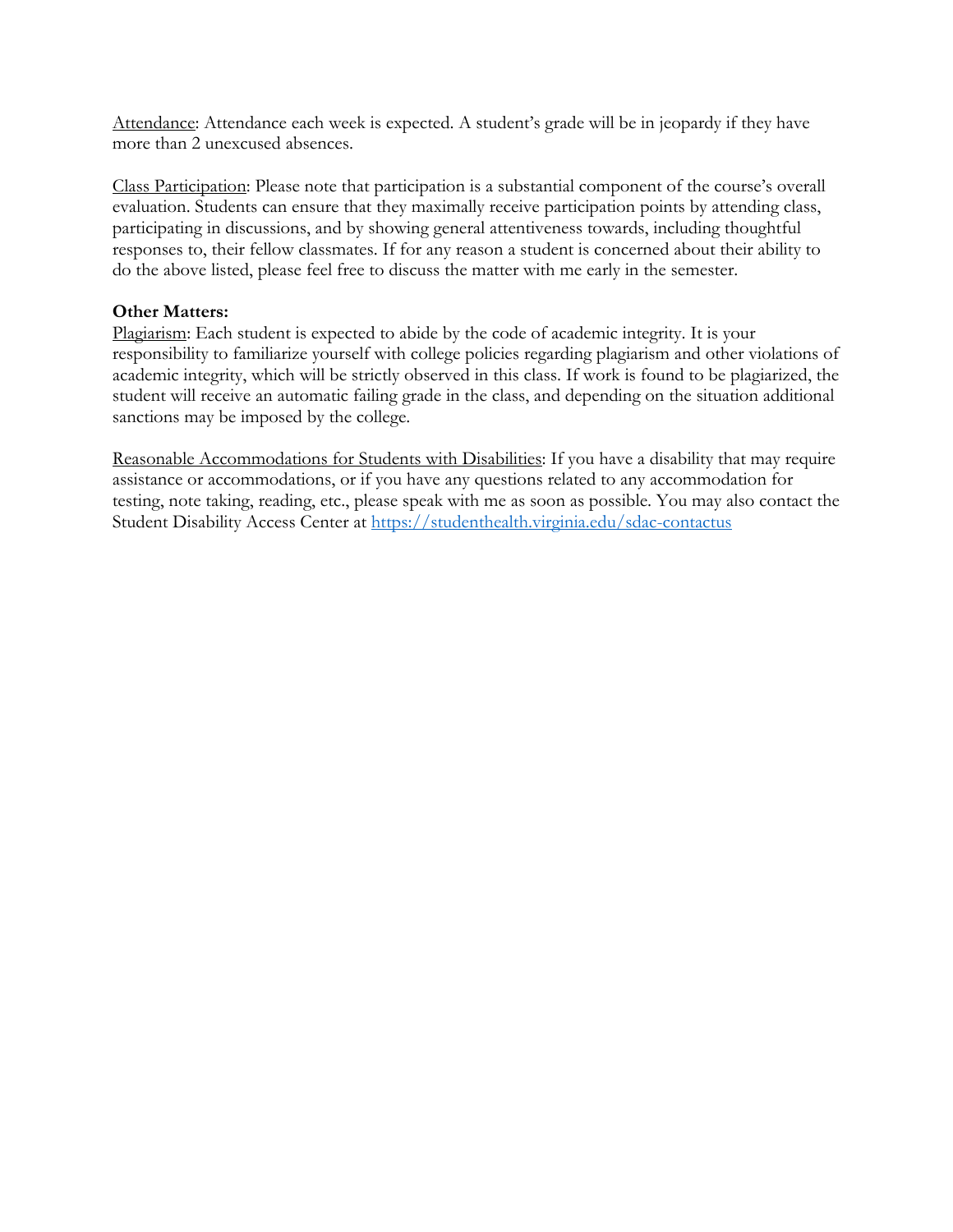Attendance: Attendance each week is expected. A student's grade will be in jeopardy if they have more than 2 unexcused absences.

Class Participation: Please note that participation is a substantial component of the course's overall evaluation. Students can ensure that they maximally receive participation points by attending class, participating in discussions, and by showing general attentiveness towards, including thoughtful responses to, their fellow classmates. If for any reason a student is concerned about their ability to do the above listed, please feel free to discuss the matter with me early in the semester.

**Other Matters:**

Plagiarism: Each student is expected to abide by the code of academic integrity. It is your responsibility to familiarize yourself with college policies regarding plagiarism and other violations of academic integrity, which will be strictly observed in this class. If work is found to be plagiarized, the student will receive an automatic failing grade in the class, and depending on the situation additional sanctions may be imposed by the college.

Reasonable Accommodations for Students with Disabilities: If you have a disability that may require assistance or accommodations, or if you have any questions related to any accommodation for testing, note taking, reading, etc., please speak with me as soon as possible. You may also contact the Student Disability Access Center at https://studenthealth.virginia.edu/sdac-contactus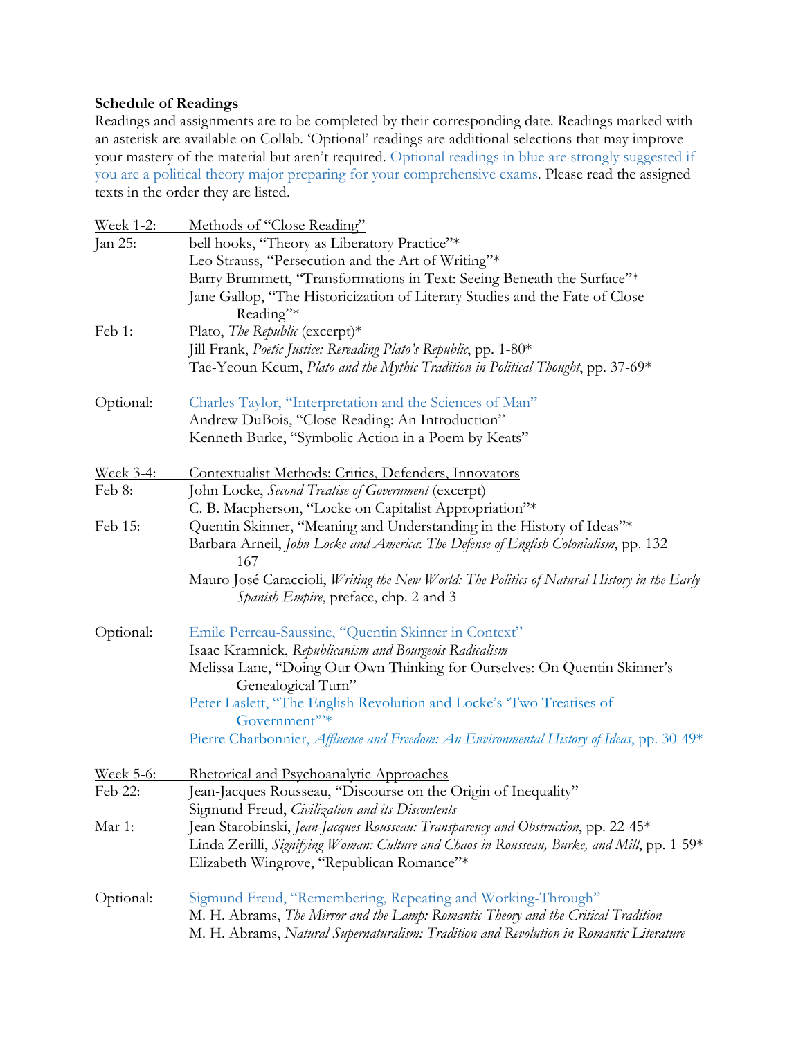**Schedule of Readings**

Readings and assignments are to be completed by their corresponding date. Readings marked with an asterisk are available on Collab. 'Optional' readings are additional selections that may improve your mastery of the material but aren't required. Optional readings in blue are strongly suggested if you are a political theory major preparing for your comprehensive exams. Please read the assigned texts in the order they are listed.

Week 1-2: Methods of "Close Reading"

Jan 25:
- bell hooks, "Theory as Liberatory Practice"*
- Leo Strauss, "Persecution and the Art of Writing"*
- Barry Brummett, "Transformations in Text: Seeing Beneath the Surface"*
- Jane Gallop, "The Historicization of Literary Studies and the Fate of Close Reading"*

Feb 1:
- Plato, *The Republic* (excerpt)*
- Jill Frank, *Poetic Justice: Rereading Plato's Republic*, pp. 1-80*
- Tae-Yeoun Keum, *Plato and the Mythic Tradition in Political Thought*, pp. 37-69*

Optional:
- Charles Taylor, "Interpretation and the Sciences of Man"
- Andrew DuBois, "Close Reading: An Introduction"
- Kenneth Burke, "Symbolic Action in a Poem by Keats"

Week 3-4: Contextualist Methods: Critics, Defenders, Innovators

Feb 8:
- John Locke, *Second Treatise of Government* (excerpt)
- C. B. Macpherson, "Locke on Capitalist Appropriation"*

Feb 15:
- Quentin Skinner, "Meaning and Understanding in the History of Ideas"*
- Barbara Arneil, *John Locke and America: The Defense of English Colonialism*, pp. 132-167
- Mauro José Caraccioli, *Writing the New World: The Politics of Natural History in the Early Spanish Empire*, preface, chp. 2 and 3

Optional:
- Emile Perreau-Saussine, "Quentin Skinner in Context"
- Isaac Kramnick, *Republicanism and Bourgeois Radicalism*
- Melissa Lane, "Doing Our Own Thinking for Ourselves: On Quentin Skinner's Genealogical Turn"
- Peter Laslett, "The English Revolution and Locke's 'Two Treatises of Government'"*
- Pierre Charbonnier, *Affluence and Freedom: An Environmental History of Ideas*, pp. 30-49*

Week 5-6: Rhetorical and Psychoanalytic Approaches

Feb 22:
- Jean-Jacques Rousseau, "Discourse on the Origin of Inequality"
- Sigmund Freud, *Civilization and its Discontents*

Mar 1:
- Jean Starobinski, *Jean-Jacques Rousseau: Transparency and Obstruction*, pp. 22-45*
- Linda Zerilli, *Signifying Woman: Culture and Chaos in Rousseau, Burke, and Mill*, pp. 1-59*
- Elizabeth Wingrove, "Republican Romance"*

Optional:
- Sigmund Freud, "Remembering, Repeating and Working-Through"
- M. H. Abrams, *The Mirror and the Lamp: Romantic Theory and the Critical Tradition*
- M. H. Abrams, *Natural Supernaturalism: Tradition and Revolution in Romantic Literature*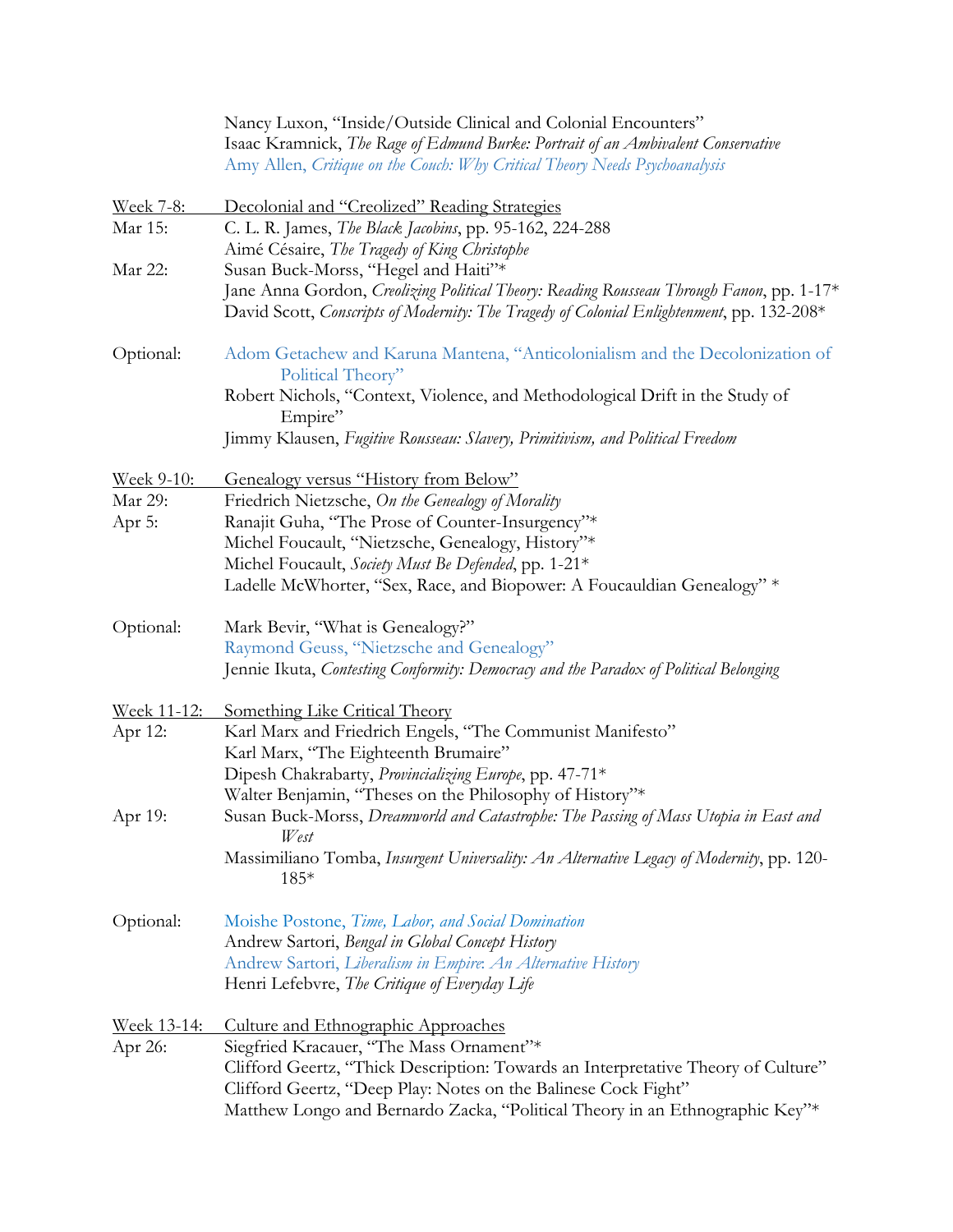Nancy Luxon, "Inside/Outside Clinical and Colonial Encounters"
Isaac Kramnick, *The Rage of Edmund Burke: Portrait of an Ambivalent Conservative*
Amy Allen, *Critique on the Couch: Why Critical Theory Needs Psychoanalysis*

<u>Week 7-8: Decolonial and "Creolized" Reading Strategies</u>

Mar 15: C. L. R. James, *The Black Jacobins*, pp. 95-162, 224-288
Aimé Césaire, *The Tragedy of King Christophe*

Mar 22: Susan Buck-Morss, "Hegel and Haiti"*
Jane Anna Gordon, *Creolizing Political Theory: Reading Rousseau Through Fanon*, pp. 1-17*
David Scott, *Conscripts of Modernity: The Tragedy of Colonial Enlightenment*, pp. 132-208*

Optional: Adom Getachew and Karuna Mantena, "Anticolonialism and the Decolonization of Political Theory"
Robert Nichols, "Context, Violence, and Methodological Drift in the Study of Empire"
Jimmy Klausen, *Fugitive Rousseau: Slavery, Primitivism, and Political Freedom*

<u>Week 9-10: Genealogy versus "History from Below"</u>

Mar 29: Friedrich Nietzsche, *On the Genealogy of Morality*

Apr 5: Ranajit Guha, "The Prose of Counter-Insurgency"*
Michel Foucault, "Nietzsche, Genealogy, History"*
Michel Foucault, *Society Must Be Defended*, pp. 1-21*
Ladelle McWhorter, "Sex, Race, and Biopower: A Foucauldian Genealogy" *

Optional: Mark Bevir, "What is Genealogy?"
Raymond Geuss, "Nietzsche and Genealogy"
Jennie Ikuta, *Contesting Conformity: Democracy and the Paradox of Political Belonging*

<u>Week 11-12: Something Like Critical Theory</u>

Apr 12: Karl Marx and Friedrich Engels, "The Communist Manifesto"
Karl Marx, "The Eighteenth Brumaire"
Dipesh Chakrabarty, *Provincializing Europe*, pp. 47-71*
Walter Benjamin, "Theses on the Philosophy of History"*

Apr 19: Susan Buck-Morss, *Dreamworld and Catastrophe: The Passing of Mass Utopia in East and West*
Massimiliano Tomba, *Insurgent Universality: An Alternative Legacy of Modernity*, pp. 120-185*

Optional: Moishe Postone, *Time, Labor, and Social Domination*
Andrew Sartori, *Bengal in Global Concept History*
Andrew Sartori, *Liberalism in Empire: An Alternative History*
Henri Lefebvre, *The Critique of Everyday Life*

<u>Week 13-14: Culture and Ethnographic Approaches</u>

Apr 26: Siegfried Kracauer, "The Mass Ornament"*
Clifford Geertz, "Thick Description: Towards an Interpretative Theory of Culture"
Clifford Geertz, "Deep Play: Notes on the Balinese Cock Fight"
Matthew Longo and Bernardo Zacka, "Political Theory in an Ethnographic Key"*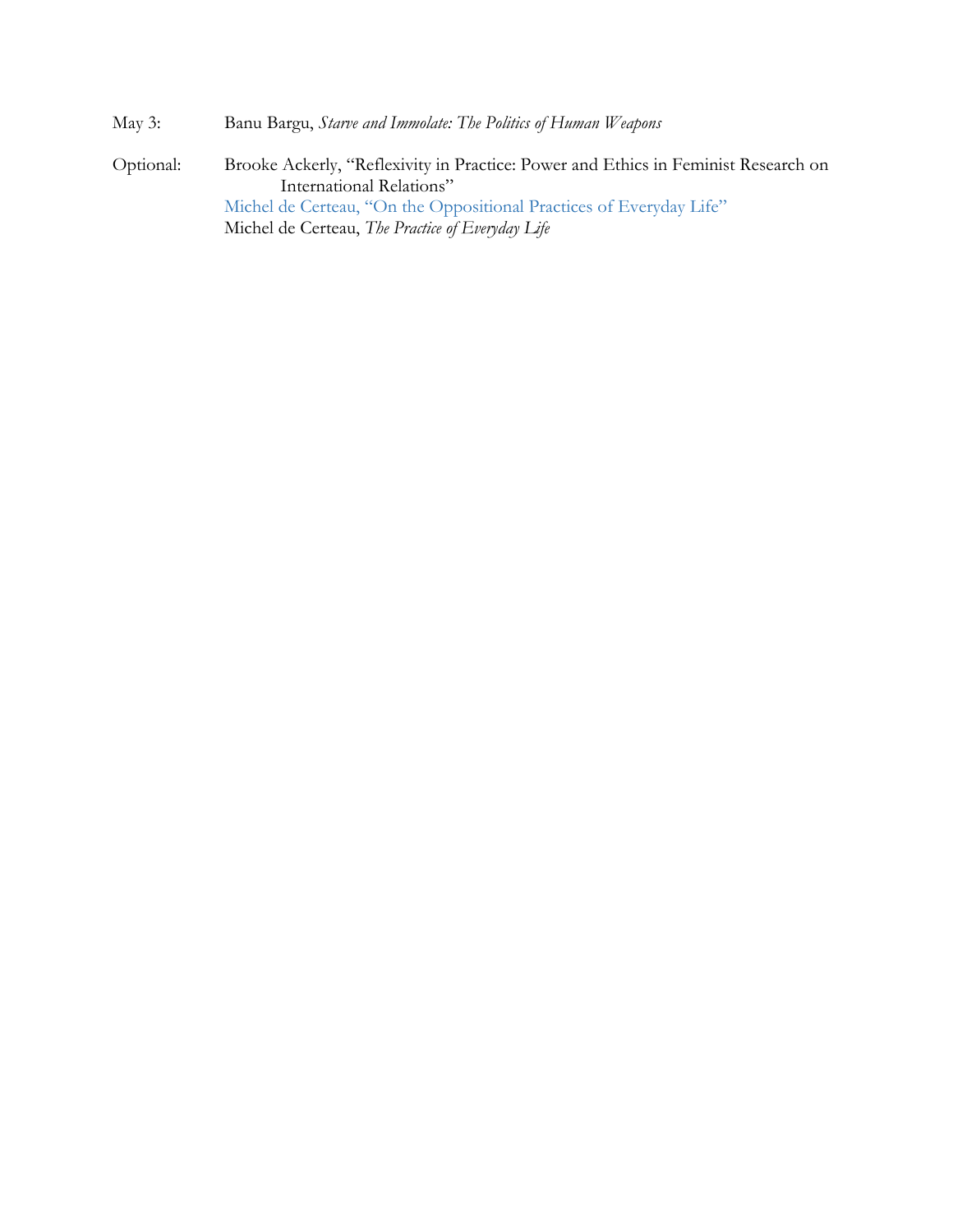May 3: Banu Bargu, *Starve and Immolate: The Politics of Human Weapons*

Optional: Brooke Ackerly, "Reflexivity in Practice: Power and Ethics in Feminist Research on International Relations"
Michel de Certeau, "On the Oppositional Practices of Everyday Life"
Michel de Certeau, *The Practice of Everyday Life*